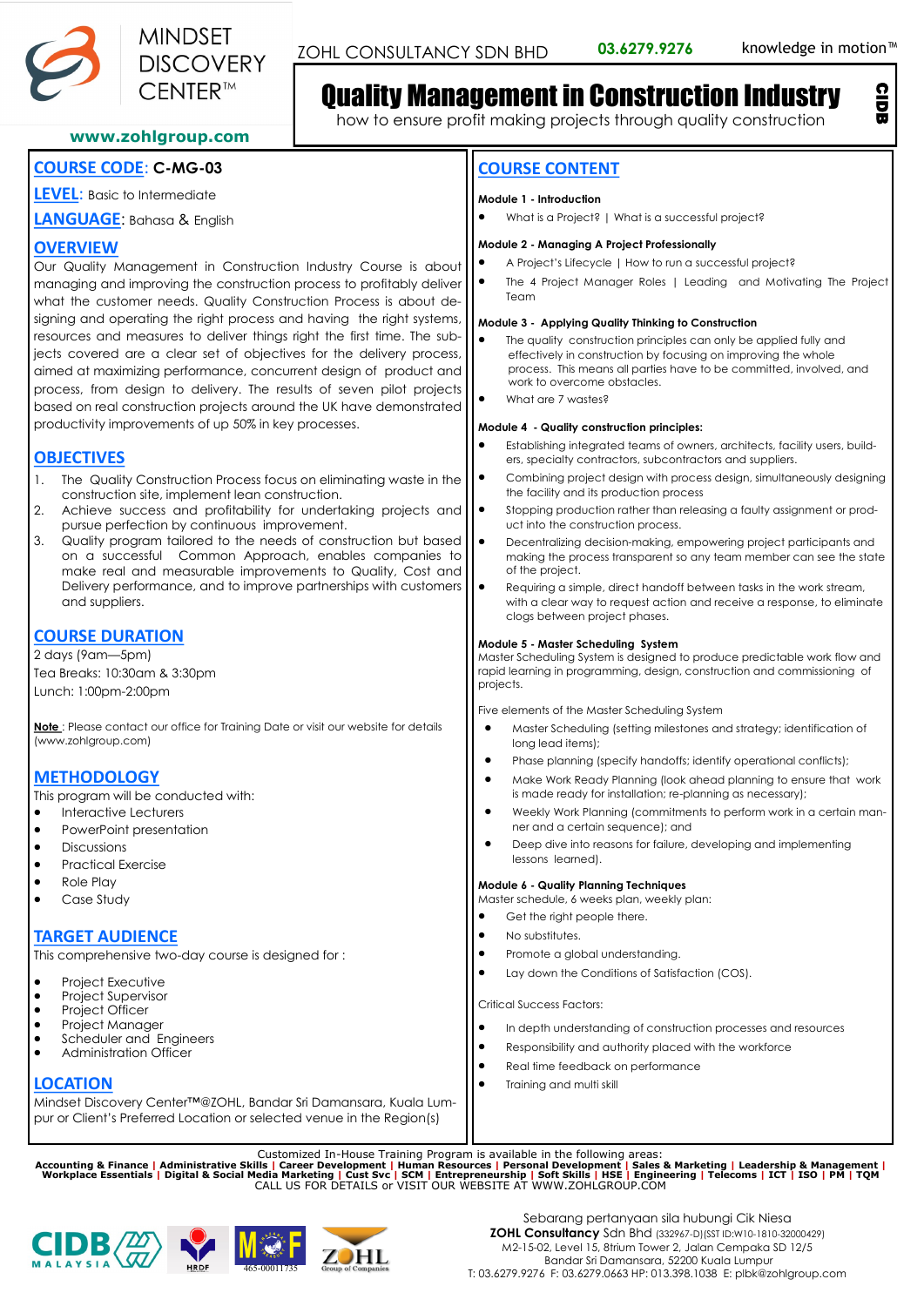MINDSET DISCOVERY CENTER™

www.zohlgroup.com

ZOHL CONSULTANCY SDN BHD 03.6279.9276 knowledge in motion™

# Quality Management in Construction Industry

how to ensure profit making projects through quality construction

CIDB

## COURSE CODE: C-MG-03

**LEVEL**: Basic to Intermediate

**LANGUAGE**: Bahasa & English

## OVERVIEW

Our Quality Management in Construction Industry Course is about managing and improving the construction process to profitably deliver what the customer needs. Quality Construction Process is about designing and operating the right process and having the right systems, resources and measures to deliver things right the first time. The subjects covered are a clear set of objectives for the delivery process, aimed at maximizing performance, concurrent design of product and process, from design to delivery. The results of seven pilot projects based on real construction projects around the UK have demonstrated productivity improvements of up 50% in key processes.

## OBJECTIVES

1. The Quality Construction Process focus on eliminating waste in the construction site, implement lean construction.
2. Achieve success and profitability for undertaking projects and pursue perfection by continuous improvement.
3. Quality program tailored to the needs of construction but based on a successful Common Approach, enables companies to make real and measurable improvements to Quality, Cost and Delivery performance, and to improve partnerships with customers and suppliers.

## COURSE DURATION

2 days (9am—5pm)

Tea Breaks: 10:30am & 3:30pm

Lunch: 1:00pm-2:00pm

**Note** : Please contact our office for Training Date or visit our website for details (www.zohlgroup.com)

## METHODOLOGY

This program will be conducted with:

- Interactive Lecturers
- PowerPoint presentation
- Discussions
- Practical Exercise
- Role Play
- Case Study

## TARGET AUDIENCE

This comprehensive two-day course is designed for :

- Project Executive
- Project Supervisor
- Project Officer
- Project Manager
- Scheduler and Engineers
- Administration Officer

## LOCATION

Mindset Discovery Center™@ZOHL, Bandar Sri Damansara, Kuala Lumpur or Client's Preferred Location or selected venue in the Region(s)

## COURSE CONTENT

**Module 1 - Introduction**

- What is a Project? | What is a successful project?

**Module 2 - Managing A Project Professionally**

- A Project's Lifecycle | How to run a successful project?
- The 4 Project Manager Roles | Leading and Motivating The Project Team

**Module 3 - Applying Quality Thinking to Construction**

- The quality construction principles can only be applied fully and effectively in construction by focusing on improving the whole process. This means all parties have to be committed, involved, and work to overcome obstacles.
- What are 7 wastes?

**Module 4 - Quality construction principles:**

- Establishing integrated teams of owners, architects, facility users, builders, specialty contractors, subcontractors and suppliers.
- Combining project design with process design, simultaneously designing the facility and its production process
- Stopping production rather than releasing a faulty assignment or product into the construction process.
- Decentralizing decision-making, empowering project participants and making the process transparent so any team member can see the state of the project.
- Requiring a simple, direct handoff between tasks in the work stream, with a clear way to request action and receive a response, to eliminate clogs between project phases.

**Module 5 - Master Scheduling System**

Master Scheduling System is designed to produce predictable work flow and rapid learning in programming, design, construction and commissioning of projects.

Five elements of the Master Scheduling System

- Master Scheduling (setting milestones and strategy; identification of long lead items);
- Phase planning (specify handoffs; identify operational conflicts);
- Make Work Ready Planning (look ahead planning to ensure that work is made ready for installation; re-planning as necessary);
- Weekly Work Planning (commitments to perform work in a certain manner and a certain sequence); and
- Deep dive into reasons for failure, developing and implementing lessons learned).

**Module 6 - Quality Planning Techniques**

Master schedule, 6 weeks plan, weekly plan:

- Get the right people there.
- No substitutes.
- Promote a global understanding.
- Lay down the Conditions of Satisfaction (COS).

Critical Success Factors:

- In depth understanding of construction processes and resources
- Responsibility and authority placed with the workforce
- Real time feedback on performance
- Training and multi skill

Customized In-House Training Program is available in the following areas:

**Accounting & Finance | Administrative Skills | Career Development | Human Resources | Personal Development | Sales & Marketing | Leadership & Management | Workplace Essentials | Digital & Social Media Marketing | Cust Svc | SCM | Entrepreneurship | Soft Skills | HSE | Engineering | Telecoms | ICT | ISO | PM | TQM**

CALL US FOR DETAILS or VISIT OUR WEBSITE AT WWW.ZOHLGROUP.COM

Sebarang pertanyaan sila hubungi Cik Niesa

**ZOHL Consultancy** Sdn Bhd (332967-D)(SST ID:W10-1810-32000429)

M2-15-02, Level 15, 8trium Tower 2, Jalan Cempaka SD 12/5

Bandar Sri Damansara, 52200 Kuala Lumpur

T: 03.6279.9276 F: 03.6279.0663 HP: 013.398.1038 E: plbk@zohlgroup.com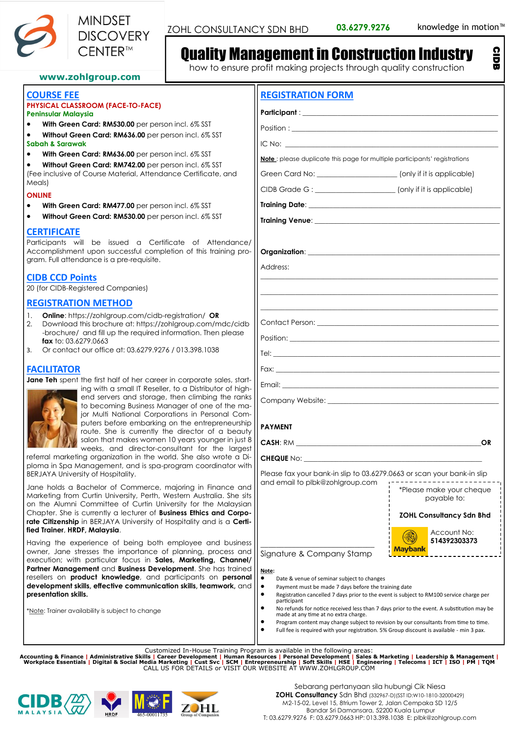MINDSET DISCOVERY CENTER™

www.zohlgroup.com

ZOHL CONSULTANCY SDN BHD **03.6279.9276** knowledge in motion™

# Quality Management in Construction Industry

how to ensure profit making projects through quality construction

CIDB

## COURSE FEE

**PHYSICAL CLASSROOM (FACE-TO-FACE)**

**Peninsular Malaysia**

- **With Green Card: RM530.00** per person incl. 6% SST
- **Without Green Card: RM636.00** per person incl. 6% SST

**Sabah & Sarawak**

- **With Green Card: RM636.00** per person incl. 6% SST
- **Without Green Card: RM742.00** per person incl. 6% SST

(Fee inclusive of Course Material, Attendance Certificate, and Meals)

**ONLINE**

- **With Green Card: RM477.00** per person incl. 6% SST
- **Without Green Card: RM530.00** per person incl. 6% SST

## CERTIFICATE

Participants will be issued a Certificate of Attendance/ Accomplishment upon successful completion of this training program. Full attendance is a pre-requisite.

## CIDB CCD Points

20 (for CIDB-Registered Companies)

## REGISTRATION METHOD

1. **Online**: https://zohlgroup.com/cidb-registration/ **OR**
2. Download this brochure at: https://zohlgroup.com/mdc/cidb-brochure/ and fill up the required information. Then please **fax** to: 03.6279.0663
3. Or contact our office at: 03.6279.9276 / 013.398.1038

## FACILITATOR

**Jane Teh** spent the first half of her career in corporate sales, starting with a small IT Reseller, to a Distributor of high-end servers and storage, then climbing the ranks to becoming Business Manager of one of the major Multi National Corporations in Personal Computers before embarking on the entrepreneurship route. She is currently the director of a beauty salon that makes women 10 years younger in just 8 weeks, and director-consultant for the largest referral marketing organization in the world. She also wrote a Diploma in Spa Management, and is spa-program coordinator with BERJAYA University of Hospitality.

Jane holds a Bachelor of Commerce, majoring in Finance and Marketing from Curtin University, Perth, Western Australia. She sits on the Alumni Committee of Curtin University for the Malaysian Chapter. She is currently a lecturer of **Business Ethics and Corporate Citizenship** in BERJAYA University of Hospitality and is a **Certified Trainer**, **HRDF, Malaysia**.

Having the experience of being both employee and business owner, Jane stresses the importance of planning, process and execution; with particular focus in **Sales**, **Marketing**, **Channel/ Partner Management** and **Business Development**. She has trained resellers on **product knowledge**, and participants on **personal development skills, effective communication skills, teamwork,** and **presentation skills.**

*Note: Trainer availability is subject to change

## REGISTRATION FORM

**Participant** : ______________________

Position : ______________________

IC No: ______________________

**Note** : please duplicate this page for multiple participants' registrations

Green Card No: ______________ (only if it is applicable)

CIDB Grade G : ______________ (only if it is applicable)

**Training Date**: ______________________

**Training Venue**: ______________________

**Organization**: ______________________

Address:

______________________

______________________

______________________

Contact Person: ______________________

Position: ______________________

Tel: ______________________

Fax: ______________________

Email: ______________________

Company Website: ______________________

**PAYMENT**

**CASH**: RM ______________________ **OR**

**CHEQUE** No: ______________________

Please fax your bank-in slip to 03.6279.0663 or scan your bank-in slip and email to plbk@zohlgroup.com

*Please make your cheque payable to:

**ZOHL Consultancy Sdn Bhd**

Maybank Account No: **514392303373**

______________________

Signature & Company Stamp

**Note**:

- Date & venue of seminar subject to changes
- Payment must be made 7 days before the training date
- Registration cancelled 7 days prior to the event is subject to RM100 service charge per participant
- No refunds for notice received less than 7 days prior to the event. A substitution may be made at any time at no extra charge.
- Program content may change subject to revision by our consultants from time to time.
- Full fee is required with your registration. 5% Group discount is available - min 3 pax.

Customized In-House Training Program is available in the following areas:

**Accounting & Finance | Administrative Skills | Career Development | Human Resources | Personal Development | Sales & Marketing | Leadership & Management | Workplace Essentials | Digital & Social Media Marketing | Cust Svc | SCM | Entrepreneurship | Soft Skills | HSE | Engineering | Telecoms | ICT | ISO | PM | TQM**

CALL US FOR DETAILS or VISIT OUR WEBSITE AT WWW.ZOHLGROUP.COM

CIDB MALAYSIA | HRDF | MOF 465-00011735 | ZOHL Group of Companies

Sebarang pertanyaan sila hubungi Cik Niesa

**ZOHL Consultancy** Sdn Bhd (332967-D)(SST ID:W10-1810-32000429)

M2-15-02, Level 15, 8trium Tower 2, Jalan Cempaka SD 12/5

Bandar Sri Damansara, 52200 Kuala Lumpur

T: 03.6279.9276 F: 03.6279.0663 HP: 013.398.1038 E: plbk@zohlgroup.com